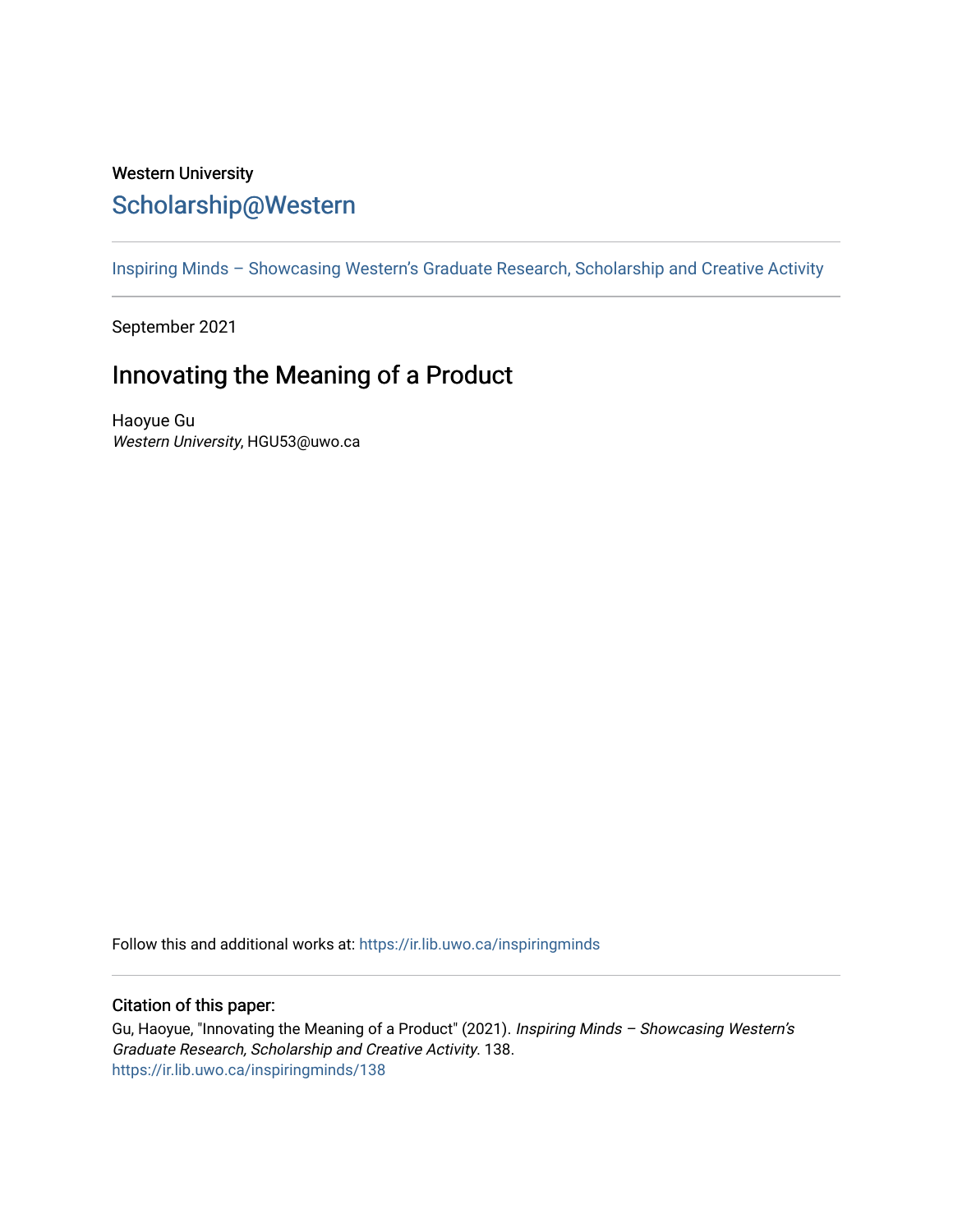Western University

Scholarship@Western

Inspiring Minds – Showcasing Western's Graduate Research, Scholarship and Creative Activity

September 2021

# Innovating the Meaning of a Product

Haoyue Gu
*Western University*, HGU53@uwo.ca

Follow this and additional works at: https://ir.lib.uwo.ca/inspiringminds

## Citation of this paper:

Gu, Haoyue, "Innovating the Meaning of a Product" (2021). *Inspiring Minds – Showcasing Western's Graduate Research, Scholarship and Creative Activity*. 138.
https://ir.lib.uwo.ca/inspiringminds/138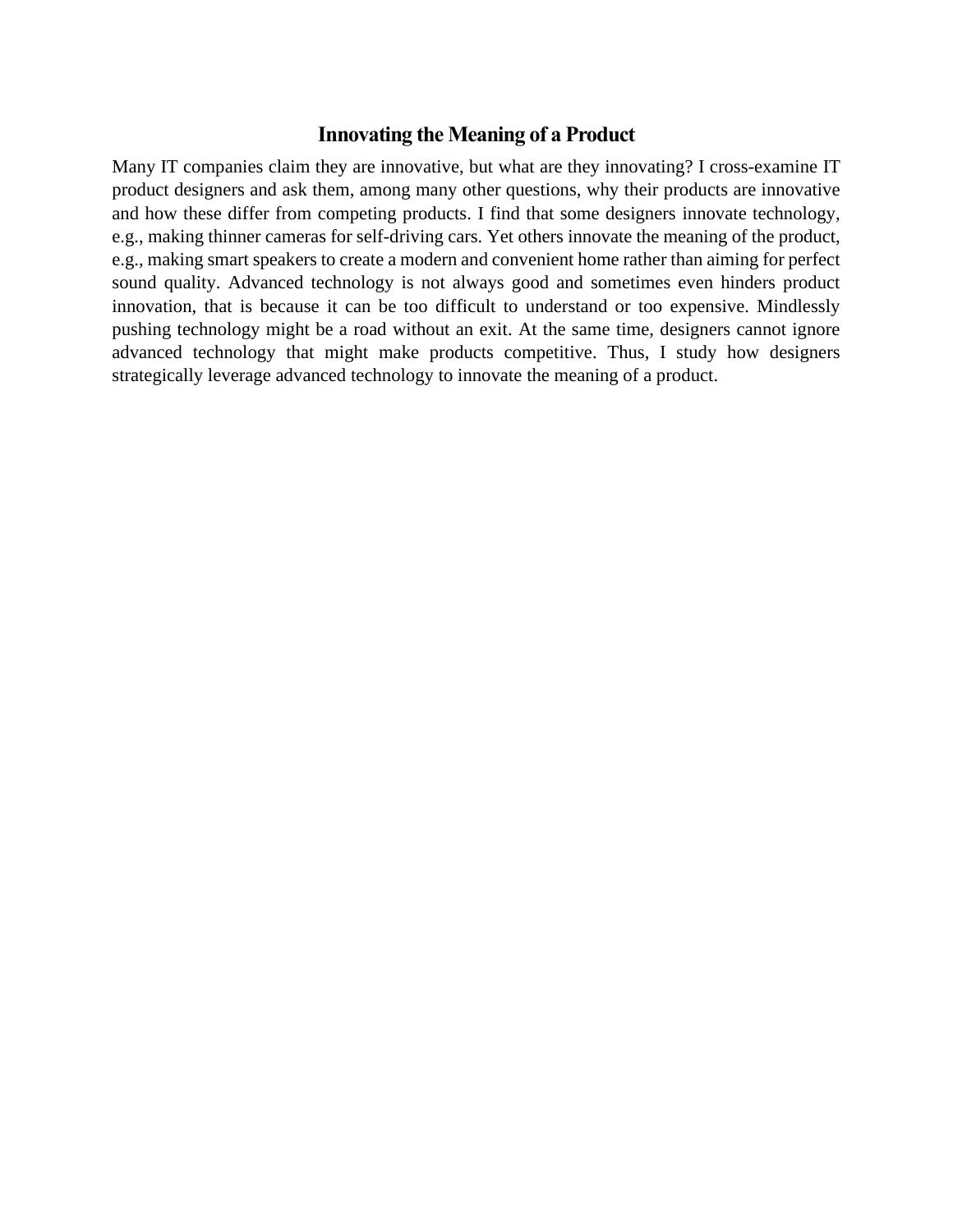# Innovating the Meaning of a Product

Many IT companies claim they are innovative, but what are they innovating? I cross-examine IT product designers and ask them, among many other questions, why their products are innovative and how these differ from competing products. I find that some designers innovate technology, e.g., making thinner cameras for self-driving cars. Yet others innovate the meaning of the product, e.g., making smart speakers to create a modern and convenient home rather than aiming for perfect sound quality. Advanced technology is not always good and sometimes even hinders product innovation, that is because it can be too difficult to understand or too expensive. Mindlessly pushing technology might be a road without an exit. At the same time, designers cannot ignore advanced technology that might make products competitive. Thus, I study how designers strategically leverage advanced technology to innovate the meaning of a product.